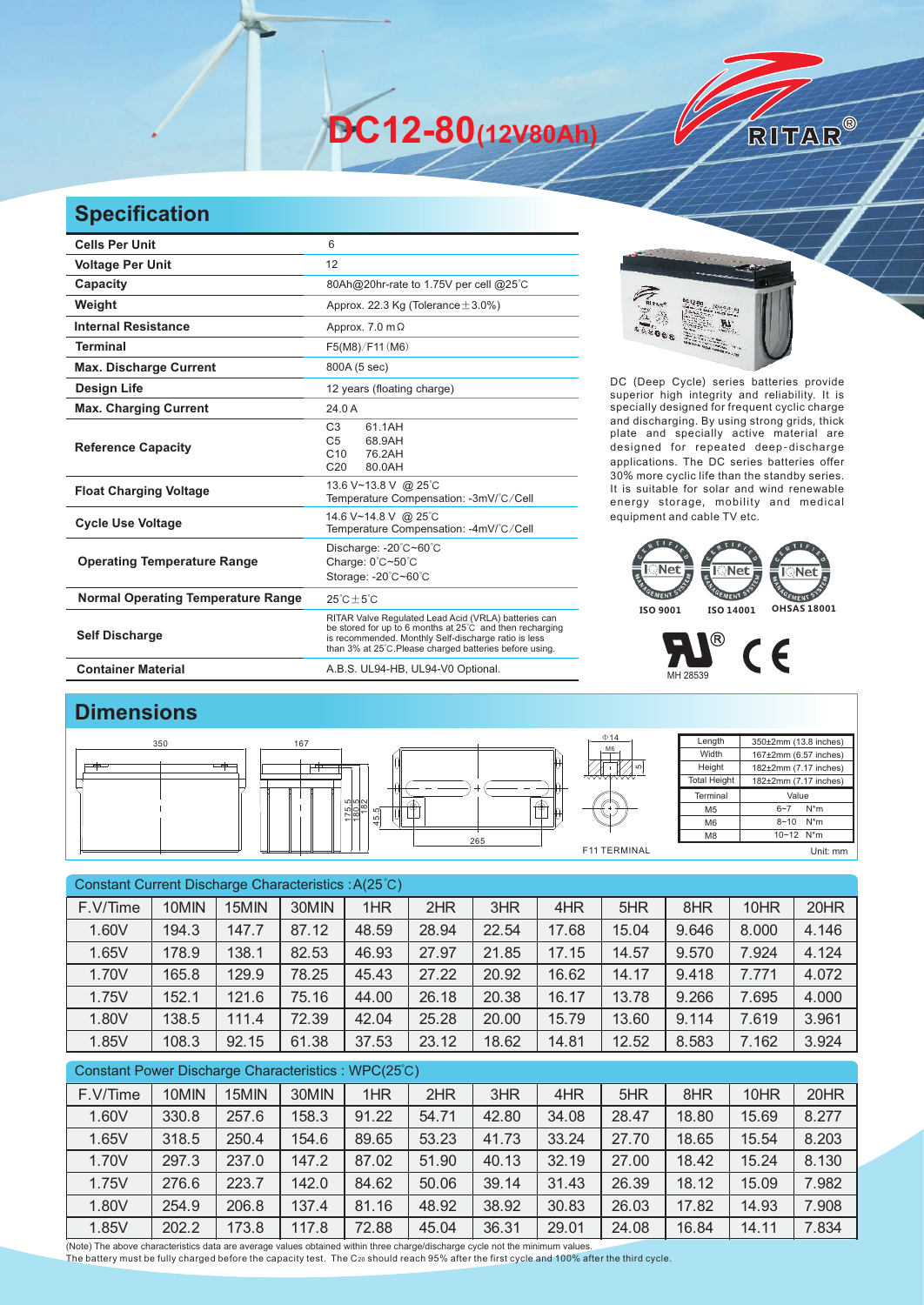# DC12-80(12V80Ah)

RITAR®

## Specification

| Cells Per Unit | 6 |
|---|---|
| Voltage Per Unit | 12 |
| Capacity | 80Ah@20hr-rate to 1.75V per cell @25°C |
| Weight | Approx. 22.3 Kg (Tolerance±3.0%) |
| Internal Resistance | Approx. 7.0 mΩ |
| Terminal | F5(M8)/F11(M6) |
| Max. Discharge Current | 800A (5 sec) |
| Design Life | 12 years (floating charge) |
| Max. Charging Current | 24.0 A |
| Reference Capacity | C3 61.1AH<br>C5 68.9AH<br>C10 76.2AH<br>C20 80.0AH |
| Float Charging Voltage | 13.6 V~13.8 V @ 25°C<br>Temperature Compensation: -3mV/°C/Cell |
| Cycle Use Voltage | 14.6 V~14.8 V @ 25°C<br>Temperature Compensation: -4mV/°C/Cell |
| Operating Temperature Range | Discharge: -20°C~60°C<br>Charge: 0°C~50°C<br>Storage: -20°C~60°C |
| Normal Operating Temperature Range | 25°C±5°C |
| Self Discharge | RITAR Valve Regulated Lead Acid (VRLA) batteries can be stored for up to 6 months at 25°C and then recharging is recommended. Monthly Self-discharge ratio is less than 3% at 25°C.Please charged batteries before using. |
| Container Material | A.B.S. UL94-HB, UL94-V0 Optional. |

DC (Deep Cycle) series batteries provide superior high integrity and reliability. It is specially designed for frequent cyclic charge and discharging. By using strong grids, thick plate and specially active material are designed for repeated deep-discharge applications. The DC series batteries offer 30% more cyclic life than the standby series. It is suitable for solar and wind renewable energy storage, mobility and medical equipment and cable TV etc.

ISO 9001 ISO 14001 OHSAS 18001

MH 28539

## Dimensions

350 167 265 175.5 180.5 182 45.5 Φ14 M6 5

F11 TERMINAL

| Length | 350±2mm (13.8 inches) |
|---|---|
| Width | 167±2mm (6.57 inches) |
| Height | 182±2mm (7.17 inches) |
| Total Height | 182±2mm (7.17 inches) |

| Terminal | Value |
|---|---|
| M5 | 6~7 N*m |
| M6 | 8~10 N*m |
| M8 | 10~12 N*m |

Unit: mm

Constant Current Discharge Characteristics : A(25°C)

| F.V/Time | 10MIN | 15MIN | 30MIN | 1HR | 2HR | 3HR | 4HR | 5HR | 8HR | 10HR | 20HR |
|---|---|---|---|---|---|---|---|---|---|---|---|
| 1.60V | 194.3 | 147.7 | 87.12 | 48.59 | 28.94 | 22.54 | 17.68 | 15.04 | 9.646 | 8.000 | 4.146 |
| 1.65V | 178.9 | 138.1 | 82.53 | 46.93 | 27.97 | 21.85 | 17.15 | 14.57 | 9.570 | 7.924 | 4.124 |
| 1.70V | 165.8 | 129.9 | 78.25 | 45.43 | 27.22 | 20.92 | 16.62 | 14.17 | 9.418 | 7.771 | 4.072 |
| 1.75V | 152.1 | 121.6 | 75.16 | 44.00 | 26.18 | 20.38 | 16.17 | 13.78 | 9.266 | 7.695 | 4.000 |
| 1.80V | 138.5 | 111.4 | 72.39 | 42.04 | 25.28 | 20.00 | 15.79 | 13.60 | 9.114 | 7.619 | 3.961 |
| 1.85V | 108.3 | 92.15 | 61.38 | 37.53 | 23.12 | 18.62 | 14.81 | 12.52 | 8.583 | 7.162 | 3.924 |

Constant Power Discharge Characteristics : WPC(25°C)

| F.V/Time | 10MIN | 15MIN | 30MIN | 1HR | 2HR | 3HR | 4HR | 5HR | 8HR | 10HR | 20HR |
|---|---|---|---|---|---|---|---|---|---|---|---|
| 1.60V | 330.8 | 257.6 | 158.3 | 91.22 | 54.71 | 42.80 | 34.08 | 28.47 | 18.80 | 15.69 | 8.277 |
| 1.65V | 318.5 | 250.4 | 154.6 | 89.65 | 53.23 | 41.73 | 33.24 | 27.70 | 18.65 | 15.54 | 8.203 |
| 1.70V | 297.3 | 237.0 | 147.2 | 87.02 | 51.90 | 40.13 | 32.19 | 27.00 | 18.42 | 15.24 | 8.130 |
| 1.75V | 276.6 | 223.7 | 142.0 | 84.62 | 50.06 | 39.14 | 31.43 | 26.39 | 18.12 | 15.09 | 7.982 |
| 1.80V | 254.9 | 206.8 | 137.4 | 81.16 | 48.92 | 38.92 | 30.83 | 26.03 | 17.82 | 14.93 | 7.908 |
| 1.85V | 202.2 | 173.8 | 117.8 | 72.88 | 45.04 | 36.31 | 29.01 | 24.08 | 16.84 | 14.11 | 7.834 |

(Note) The above characteristics data are average values obtained within three charge/discharge cycle not the minimum values.
The battery must be fully charged before the capacity test. The $C_{20}$ should reach 95% after the first cycle and 100% after the third cycle.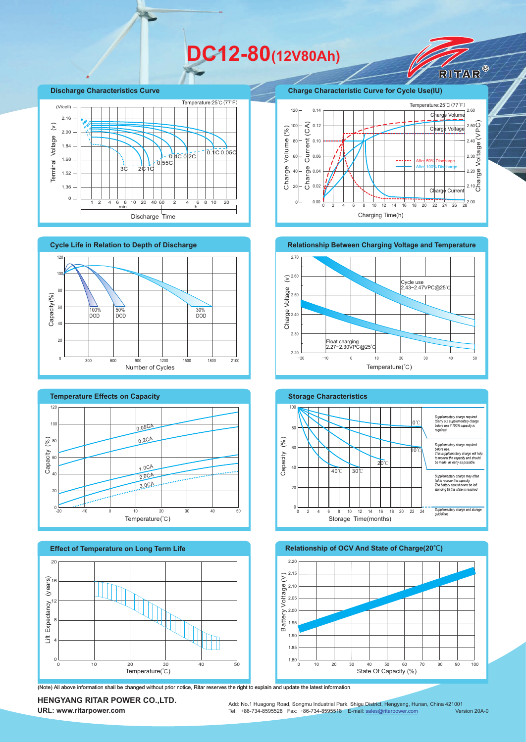# DC12-80(12V80Ah)

RITAR®

## Discharge Characteristics Curve

Temperature:25°C (77°F)

(V/cell)

Terminal Voltage (v)

2.16
2.00
1.84
1.68
1.52
1.36
0

3C
2C 1C
0.55C
0.4C 0.2C
0.1C 0.05C

1 2 4 6 8 10 20 40 60 2 4 6 8 10 20

min h

Discharge Time

## Charge Characteristic Curve for Cycle Use(IU)

Temperature:25°C (77°F)

Charge Volume (%)
Charge Current (CA)
Charge Voltage (VPC)

120 0.14 2.60
100 0.12 2.50
80 0.10 2.40
60 0.06 2.30
40 0.04 2.20
20 0.02 2.10
0 0.00 2.00

Charge Volume
Charge Voltage
After 50% Discharge
After 100% Discharge
Charge Current

0 2 4 6 8 10 12 14 16 18 20 22 24 26 28

Charging Time(h)

## Cycle Life in Relation to Depth of Discharge

Capacity(%)

120
100
80
60
40
20
0

100% DOD
50% DOD
30% DOD

300 600 900 1200 1500 1800 2100

Number of Cycles

## Relationship Between Charging Voltage and Temperature

Charge Voltage (v)

2.70
2.60
2.50
2.40
2.30
2.20

Cycle use
2.43~2.47VPC@25°C

Float charging
2.27~2.30VPC@25°C

−20 −10 0 10 20 30 40 50

Temperature(°C)

## Temperature Effects on Capacity

Capacity (%)

120
100
80
60
40
20
0

0.05CA
0.2CA
1.0CA
2.0CA
3.0CA

-20 -10 0 10 20 30 40 50

Temperature(°C)

## Storage Characteristics

Capacity (%)

100
80
60
40
20
0

0°C
10°C
20°C
40°C
30°C

Supplementary charge required (Carry out supplementary charge before use if 100% capacity is requires)

Supplementary charge required before use. This supplementary charge will help to recover the capacity and should be made as early as possible.

Supplementary charge may often fail to recover the capacity. The battery should never be left standing till this state is reached

Supplementary charge and storage guidelines

0 2 4 6 8 10 12 14 16 18 20 22 24

Storage Time(months)

## Effect of Temperature on Long Term Life

Lift Expectancy (years)

20
16
12
8
4
0

0 10 20 30 40 50

Temperature(°C)

## Relationship of OCV And State of Charge(20℃)

Battery Voltage (V)

2.20
2.15
2.10
2.05
2.00
1.95
1.90
1.85
1.80

0 10 20 30 40 50 60 70 80 90 100

State Of Capacity (%)

(Note) All above information shall be changed without prior notice, Ritar reserves the right to explain and update the latest information.

**HENGYANG RITAR POWER CO.,LTD.**

**URL: www.ritarpower.com**

Add: No.1 Huagong Road, Songmu Industrial Park, Shigu District, Hengyang, Hunan, China 421001

Tel: +86-734-8595528 Fax: +86-734-8595518 E-mail: sales@ritarpower.com

Version 20A-0